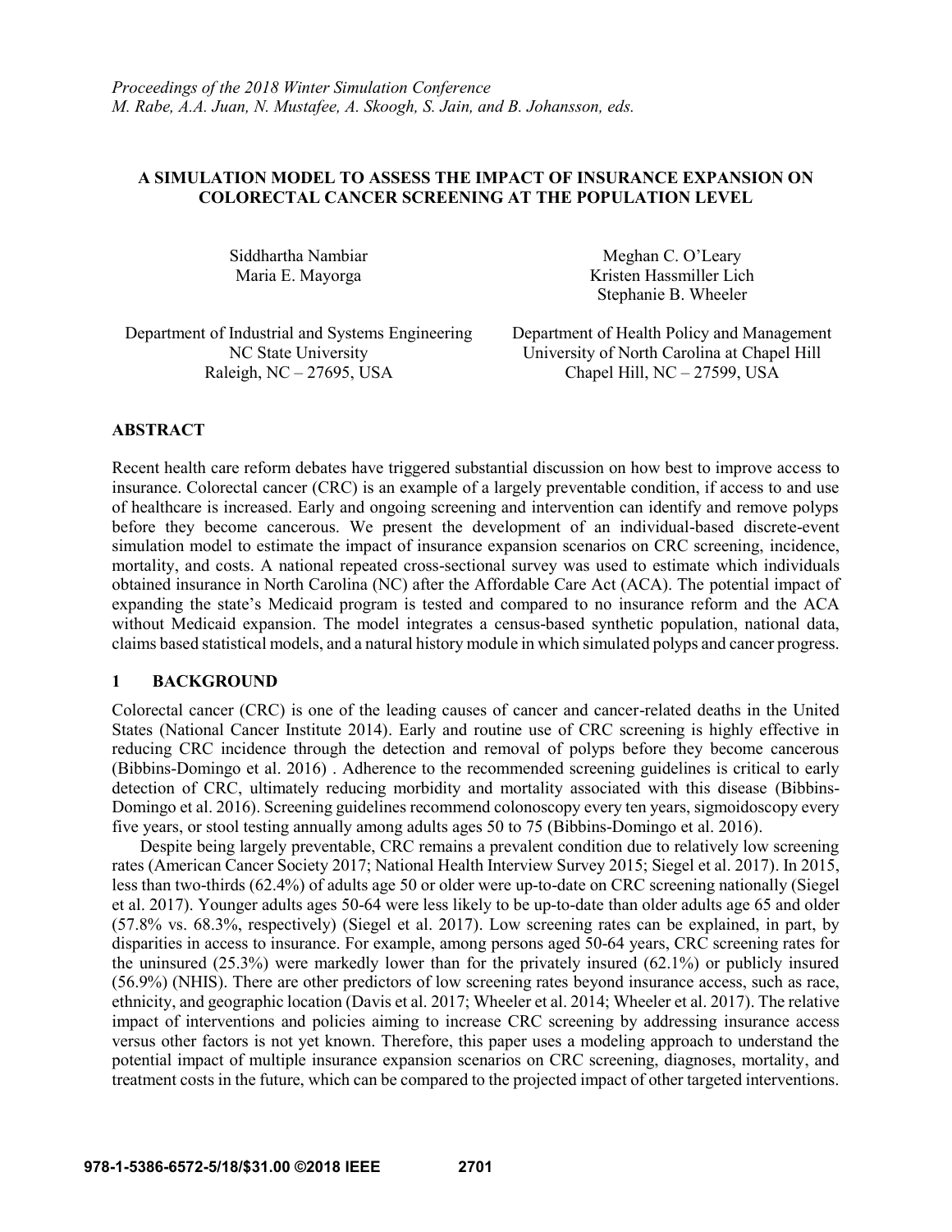*Proceedings of the 2018 Winter Simulation Conference*
*M. Rabe, A.A. Juan, N. Mustafee, A. Skoogh, S. Jain, and B. Johansson, eds.*

# A SIMULATION MODEL TO ASSESS THE IMPACT OF INSURANCE EXPANSION ON COLORECTAL CANCER SCREENING AT THE POPULATION LEVEL

Siddhartha Nambiar
Maria E. Mayorga

Department of Industrial and Systems Engineering
NC State University
Raleigh, NC – 27695, USA

Meghan C. O'Leary
Kristen Hassmiller Lich
Stephanie B. Wheeler

Department of Health Policy and Management
University of North Carolina at Chapel Hill
Chapel Hill, NC – 27599, USA

## ABSTRACT

Recent health care reform debates have triggered substantial discussion on how best to improve access to insurance. Colorectal cancer (CRC) is an example of a largely preventable condition, if access to and use of healthcare is increased. Early and ongoing screening and intervention can identify and remove polyps before they become cancerous. We present the development of an individual-based discrete-event simulation model to estimate the impact of insurance expansion scenarios on CRC screening, incidence, mortality, and costs. A national repeated cross-sectional survey was used to estimate which individuals obtained insurance in North Carolina (NC) after the Affordable Care Act (ACA). The potential impact of expanding the state's Medicaid program is tested and compared to no insurance reform and the ACA without Medicaid expansion. The model integrates a census-based synthetic population, national data, claims based statistical models, and a natural history module in which simulated polyps and cancer progress.

## 1 BACKGROUND

Colorectal cancer (CRC) is one of the leading causes of cancer and cancer-related deaths in the United States (National Cancer Institute 2014). Early and routine use of CRC screening is highly effective in reducing CRC incidence through the detection and removal of polyps before they become cancerous (Bibbins-Domingo et al. 2016) . Adherence to the recommended screening guidelines is critical to early detection of CRC, ultimately reducing morbidity and mortality associated with this disease (Bibbins-Domingo et al. 2016). Screening guidelines recommend colonoscopy every ten years, sigmoidoscopy every five years, or stool testing annually among adults ages 50 to 75 (Bibbins-Domingo et al. 2016).

Despite being largely preventable, CRC remains a prevalent condition due to relatively low screening rates (American Cancer Society 2017; National Health Interview Survey 2015; Siegel et al. 2017). In 2015, less than two-thirds (62.4%) of adults age 50 or older were up-to-date on CRC screening nationally (Siegel et al. 2017). Younger adults ages 50-64 were less likely to be up-to-date than older adults age 65 and older (57.8% vs. 68.3%, respectively) (Siegel et al. 2017). Low screening rates can be explained, in part, by disparities in access to insurance. For example, among persons aged 50-64 years, CRC screening rates for the uninsured (25.3%) were markedly lower than for the privately insured (62.1%) or publicly insured (56.9%) (NHIS). There are other predictors of low screening rates beyond insurance access, such as race, ethnicity, and geographic location (Davis et al. 2017; Wheeler et al. 2014; Wheeler et al. 2017). The relative impact of interventions and policies aiming to increase CRC screening by addressing insurance access versus other factors is not yet known. Therefore, this paper uses a modeling approach to understand the potential impact of multiple insurance expansion scenarios on CRC screening, diagnoses, mortality, and treatment costs in the future, which can be compared to the projected impact of other targeted interventions.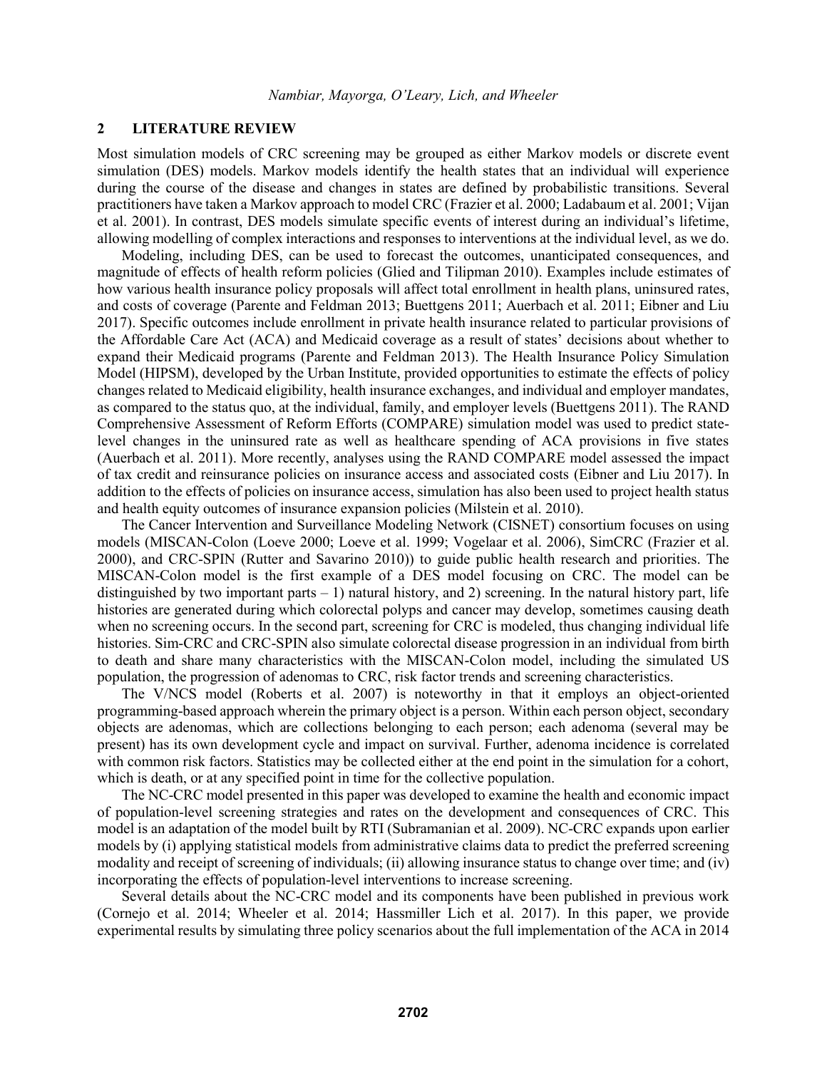## 2 LITERATURE REVIEW

Most simulation models of CRC screening may be grouped as either Markov models or discrete event simulation (DES) models. Markov models identify the health states that an individual will experience during the course of the disease and changes in states are defined by probabilistic transitions. Several practitioners have taken a Markov approach to model CRC (Frazier et al. 2000; Ladabaum et al. 2001; Vijan et al. 2001). In contrast, DES models simulate specific events of interest during an individual's lifetime, allowing modelling of complex interactions and responses to interventions at the individual level, as we do.

Modeling, including DES, can be used to forecast the outcomes, unanticipated consequences, and magnitude of effects of health reform policies (Glied and Tilipman 2010). Examples include estimates of how various health insurance policy proposals will affect total enrollment in health plans, uninsured rates, and costs of coverage (Parente and Feldman 2013; Buettgens 2011; Auerbach et al. 2011; Eibner and Liu 2017). Specific outcomes include enrollment in private health insurance related to particular provisions of the Affordable Care Act (ACA) and Medicaid coverage as a result of states' decisions about whether to expand their Medicaid programs (Parente and Feldman 2013). The Health Insurance Policy Simulation Model (HIPSM), developed by the Urban Institute, provided opportunities to estimate the effects of policy changes related to Medicaid eligibility, health insurance exchanges, and individual and employer mandates, as compared to the status quo, at the individual, family, and employer levels (Buettgens 2011). The RAND Comprehensive Assessment of Reform Efforts (COMPARE) simulation model was used to predict state-level changes in the uninsured rate as well as healthcare spending of ACA provisions in five states (Auerbach et al. 2011). More recently, analyses using the RAND COMPARE model assessed the impact of tax credit and reinsurance policies on insurance access and associated costs (Eibner and Liu 2017). In addition to the effects of policies on insurance access, simulation has also been used to project health status and health equity outcomes of insurance expansion policies (Milstein et al. 2010).

The Cancer Intervention and Surveillance Modeling Network (CISNET) consortium focuses on using models (MISCAN-Colon (Loeve 2000; Loeve et al. 1999; Vogelaar et al. 2006), SimCRC (Frazier et al. 2000), and CRC-SPIN (Rutter and Savarino 2010)) to guide public health research and priorities. The MISCAN-Colon model is the first example of a DES model focusing on CRC. The model can be distinguished by two important parts – 1) natural history, and 2) screening. In the natural history part, life histories are generated during which colorectal polyps and cancer may develop, sometimes causing death when no screening occurs. In the second part, screening for CRC is modeled, thus changing individual life histories. Sim-CRC and CRC-SPIN also simulate colorectal disease progression in an individual from birth to death and share many characteristics with the MISCAN-Colon model, including the simulated US population, the progression of adenomas to CRC, risk factor trends and screening characteristics.

The V/NCS model (Roberts et al. 2007) is noteworthy in that it employs an object-oriented programming-based approach wherein the primary object is a person. Within each person object, secondary objects are adenomas, which are collections belonging to each person; each adenoma (several may be present) has its own development cycle and impact on survival. Further, adenoma incidence is correlated with common risk factors. Statistics may be collected either at the end point in the simulation for a cohort, which is death, or at any specified point in time for the collective population.

The NC-CRC model presented in this paper was developed to examine the health and economic impact of population-level screening strategies and rates on the development and consequences of CRC. This model is an adaptation of the model built by RTI (Subramanian et al. 2009). NC-CRC expands upon earlier models by (i) applying statistical models from administrative claims data to predict the preferred screening modality and receipt of screening of individuals; (ii) allowing insurance status to change over time; and (iv) incorporating the effects of population-level interventions to increase screening.

Several details about the NC-CRC model and its components have been published in previous work (Cornejo et al. 2014; Wheeler et al. 2014; Hassmiller Lich et al. 2017). In this paper, we provide experimental results by simulating three policy scenarios about the full implementation of the ACA in 2014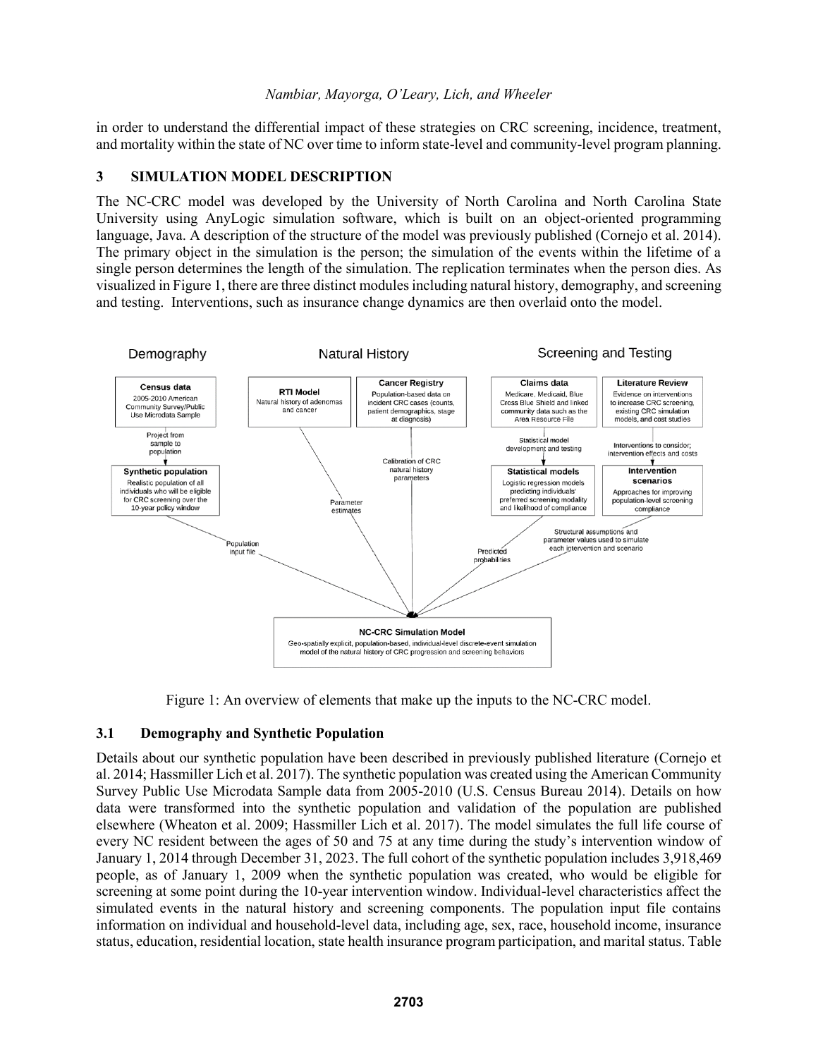in order to understand the differential impact of these strategies on CRC screening, incidence, treatment, and mortality within the state of NC over time to inform state-level and community-level program planning.

## 3 SIMULATION MODEL DESCRIPTION

The NC-CRC model was developed by the University of North Carolina and North Carolina State University using AnyLogic simulation software, which is built on an object-oriented programming language, Java. A description of the structure of the model was previously published (Cornejo et al. 2014). The primary object in the simulation is the person; the simulation of the events within the lifetime of a single person determines the length of the simulation. The replication terminates when the person dies. As visualized in Figure 1, there are three distinct modules including natural history, demography, and screening and testing. Interventions, such as insurance change dynamics are then overlaid onto the model.

Figure 1: An overview of elements that make up the inputs to the NC-CRC model.

### 3.1 Demography and Synthetic Population

Details about our synthetic population have been described in previously published literature (Cornejo et al. 2014; Hassmiller Lich et al. 2017). The synthetic population was created using the American Community Survey Public Use Microdata Sample data from 2005-2010 (U.S. Census Bureau 2014). Details on how data were transformed into the synthetic population and validation of the population are published elsewhere (Wheaton et al. 2009; Hassmiller Lich et al. 2017). The model simulates the full life course of every NC resident between the ages of 50 and 75 at any time during the study's intervention window of January 1, 2014 through December 31, 2023. The full cohort of the synthetic population includes 3,918,469 people, as of January 1, 2009 when the synthetic population was created, who would be eligible for screening at some point during the 10-year intervention window. Individual-level characteristics affect the simulated events in the natural history and screening components. The population input file contains information on individual and household-level data, including age, sex, race, household income, insurance status, education, residential location, state health insurance program participation, and marital status. Table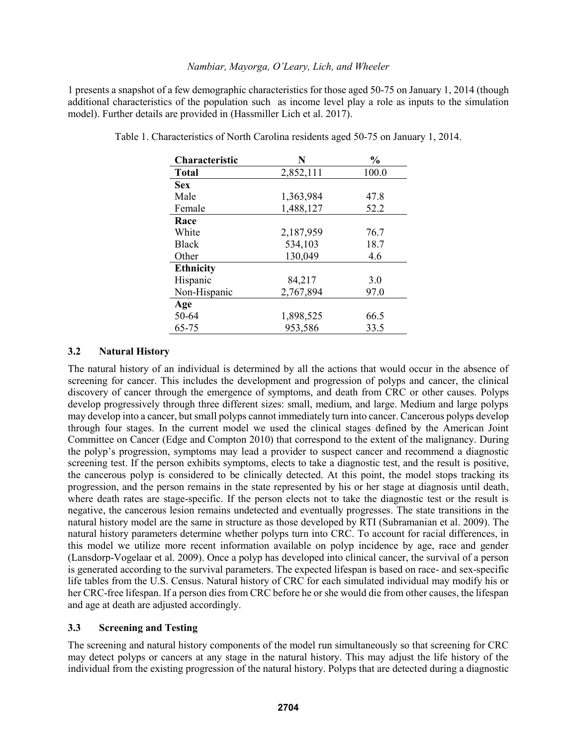1 presents a snapshot of a few demographic characteristics for those aged 50-75 on January 1, 2014 (though additional characteristics of the population such as income level play a role as inputs to the simulation model). Further details are provided in (Hassmiller Lich et al. 2017).

Table 1. Characteristics of North Carolina residents aged 50-75 on January 1, 2014.

| Characteristic | N | % |
|---|---|---|
| **Total** | 2,852,111 | 100.0 |
| **Sex** | | |
| Male | 1,363,984 | 47.8 |
| Female | 1,488,127 | 52.2 |
| **Race** | | |
| White | 2,187,959 | 76.7 |
| Black | 534,103 | 18.7 |
| Other | 130,049 | 4.6 |
| **Ethnicity** | | |
| Hispanic | 84,217 | 3.0 |
| Non-Hispanic | 2,767,894 | 97.0 |
| **Age** | | |
| 50-64 | 1,898,525 | 66.5 |
| 65-75 | 953,586 | 33.5 |

### 3.2 Natural History

The natural history of an individual is determined by all the actions that would occur in the absence of screening for cancer. This includes the development and progression of polyps and cancer, the clinical discovery of cancer through the emergence of symptoms, and death from CRC or other causes. Polyps develop progressively through three different sizes: small, medium, and large. Medium and large polyps may develop into a cancer, but small polyps cannot immediately turn into cancer. Cancerous polyps develop through four stages. In the current model we used the clinical stages defined by the American Joint Committee on Cancer (Edge and Compton 2010) that correspond to the extent of the malignancy. During the polyp's progression, symptoms may lead a provider to suspect cancer and recommend a diagnostic screening test. If the person exhibits symptoms, elects to take a diagnostic test, and the result is positive, the cancerous polyp is considered to be clinically detected. At this point, the model stops tracking its progression, and the person remains in the state represented by his or her stage at diagnosis until death, where death rates are stage-specific. If the person elects not to take the diagnostic test or the result is negative, the cancerous lesion remains undetected and eventually progresses. The state transitions in the natural history model are the same in structure as those developed by RTI (Subramanian et al. 2009). The natural history parameters determine whether polyps turn into CRC. To account for racial differences, in this model we utilize more recent information available on polyp incidence by age, race and gender (Lansdorp-Vogelaar et al. 2009). Once a polyp has developed into clinical cancer, the survival of a person is generated according to the survival parameters. The expected lifespan is based on race- and sex-specific life tables from the U.S. Census. Natural history of CRC for each simulated individual may modify his or her CRC-free lifespan. If a person dies from CRC before he or she would die from other causes, the lifespan and age at death are adjusted accordingly.

### 3.3 Screening and Testing

The screening and natural history components of the model run simultaneously so that screening for CRC may detect polyps or cancers at any stage in the natural history. This may adjust the life history of the individual from the existing progression of the natural history. Polyps that are detected during a diagnostic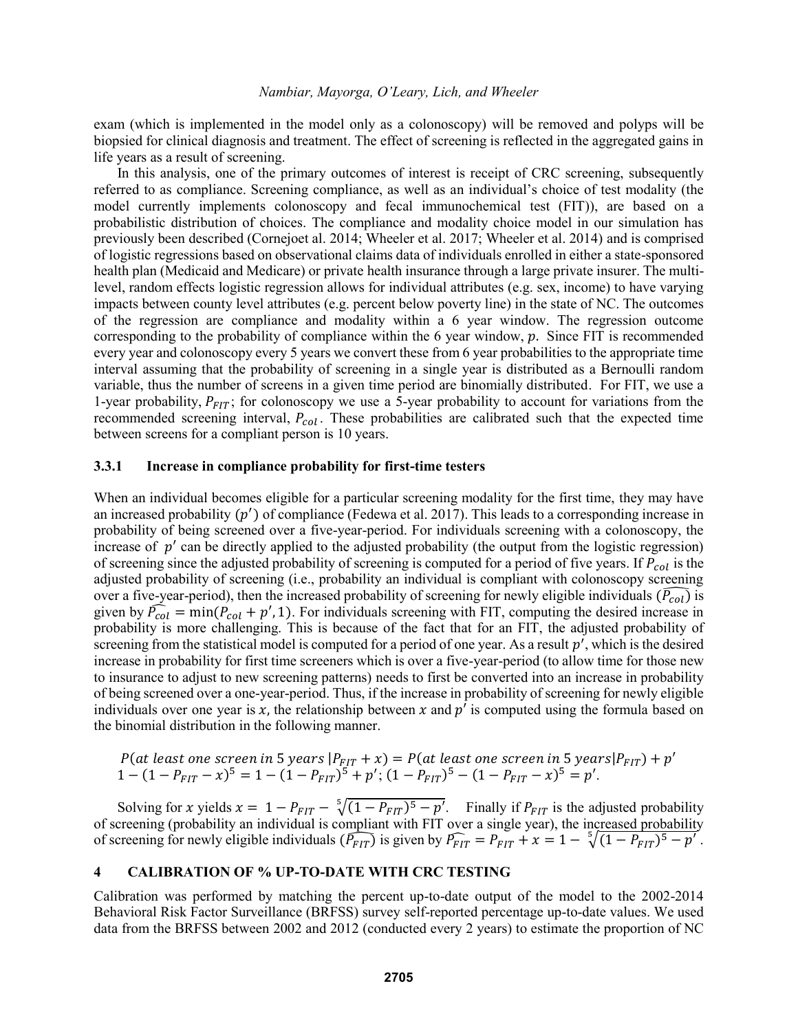exam (which is implemented in the model only as a colonoscopy) will be removed and polyps will be biopsied for clinical diagnosis and treatment. The effect of screening is reflected in the aggregated gains in life years as a result of screening.

In this analysis, one of the primary outcomes of interest is receipt of CRC screening, subsequently referred to as compliance. Screening compliance, as well as an individual's choice of test modality (the model currently implements colonoscopy and fecal immunochemical test (FIT)), are based on a probabilistic distribution of choices. The compliance and modality choice model in our simulation has previously been described (Cornejoet al. 2014; Wheeler et al. 2017; Wheeler et al. 2014) and is comprised of logistic regressions based on observational claims data of individuals enrolled in either a state-sponsored health plan (Medicaid and Medicare) or private health insurance through a large private insurer. The multi-level, random effects logistic regression allows for individual attributes (e.g. sex, income) to have varying impacts between county level attributes (e.g. percent below poverty line) in the state of NC. The outcomes of the regression are compliance and modality within a 6 year window. The regression outcome corresponding to the probability of compliance within the 6 year window, $p$. Since FIT is recommended every year and colonoscopy every 5 years we convert these from 6 year probabilities to the appropriate time interval assuming that the probability of screening in a single year is distributed as a Bernoulli random variable, thus the number of screens in a given time period are binomially distributed. For FIT, we use a 1-year probability, $P_{FIT}$; for colonoscopy we use a 5-year probability to account for variations from the recommended screening interval, $P_{col}$. These probabilities are calibrated such that the expected time between screens for a compliant person is 10 years.

### 3.3.1 Increase in compliance probability for first-time testers

When an individual becomes eligible for a particular screening modality for the first time, they may have an increased probability $(p')$ of compliance (Fedewa et al. 2017). This leads to a corresponding increase in probability of being screened over a five-year-period. For individuals screening with a colonoscopy, the increase of $p'$ can be directly applied to the adjusted probability (the output from the logistic regression) of screening since the adjusted probability of screening is computed for a period of five years. If $P_{col}$ is the adjusted probability of screening (i.e., probability an individual is compliant with colonoscopy screening over a five-year-period), then the increased probability of screening for newly eligible individuals $(\widehat{P_{col}})$ is given by $\widehat{P_{col}} = \min(P_{col} + p', 1)$. For individuals screening with FIT, computing the desired increase in probability is more challenging. This is because of the fact that for an FIT, the adjusted probability of screening from the statistical model is computed for a period of one year. As a result $p'$, which is the desired increase in probability for first time screeners which is over a five-year-period (to allow time for those new to insurance to adjust to new screening patterns) needs to first be converted into an increase in probability of being screened over a one-year-period. Thus, if the increase in probability of screening for newly eligible individuals over one year is $x$, the relationship between $x$ and $p'$ is computed using the formula based on the binomial distribution in the following manner.

$$P(at\ least\ one\ screen\ in\ 5\ years\ | P_{FIT} + x) = P(at\ least\ one\ screen\ in\ 5\ years | P_{FIT}) + p'$$
$$1 - (1 - P_{FIT} - x)^5 = 1 - (1 - P_{FIT})^5 + p';\ (1 - P_{FIT})^5 - (1 - P_{FIT} - x)^5 = p'.$$

Solving for $x$ yields $x = 1 - P_{FIT} - \sqrt[5]{(1 - P_{FIT})^5 - p'}$. Finally if $P_{FIT}$ is the adjusted probability of screening (probability an individual is compliant with FIT over a single year), the increased probability of screening for newly eligible individuals $(\widehat{P_{FIT}})$ is given by $\widehat{P_{FIT}} = P_{FIT} + x = 1 - \sqrt[5]{(1 - P_{FIT})^5 - p'}$.

## 4 CALIBRATION OF % UP-TO-DATE WITH CRC TESTING

Calibration was performed by matching the percent up-to-date output of the model to the 2002-2014 Behavioral Risk Factor Surveillance (BRFSS) survey self-reported percentage up-to-date values. We used data from the BRFSS between 2002 and 2012 (conducted every 2 years) to estimate the proportion of NC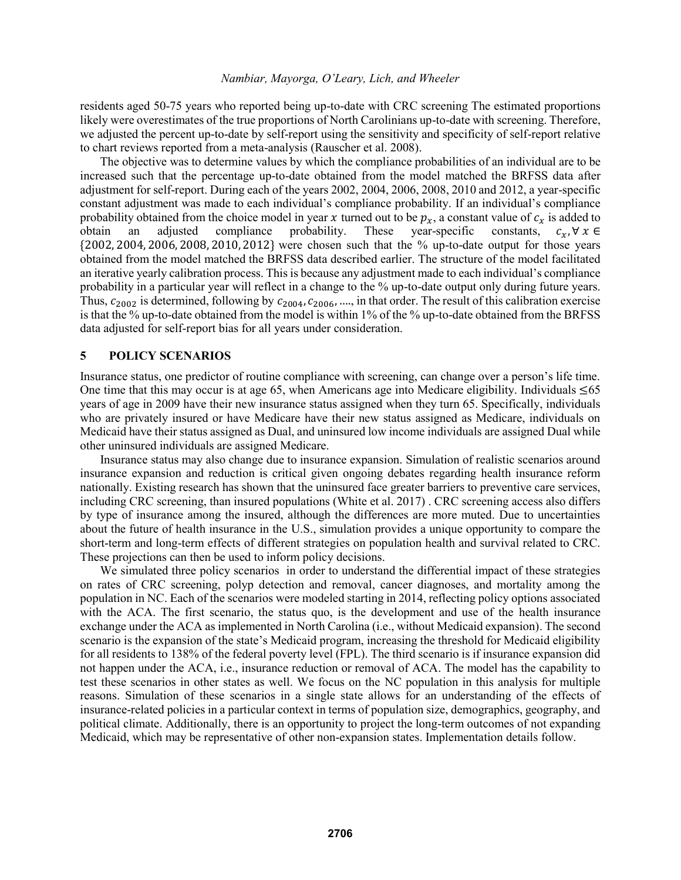residents aged 50-75 years who reported being up-to-date with CRC screening The estimated proportions likely were overestimates of the true proportions of North Carolinians up-to-date with screening. Therefore, we adjusted the percent up-to-date by self-report using the sensitivity and specificity of self-report relative to chart reviews reported from a meta-analysis (Rauscher et al. 2008).

The objective was to determine values by which the compliance probabilities of an individual are to be increased such that the percentage up-to-date obtained from the model matched the BRFSS data after adjustment for self-report. During each of the years 2002, 2004, 2006, 2008, 2010 and 2012, a year-specific constant adjustment was made to each individual's compliance probability. If an individual's compliance probability obtained from the choice model in year $x$ turned out to be $p_x$, a constant value of $c_x$ is added to obtain an adjusted compliance probability. These year-specific constants, $c_x, \forall\, x \in \{2002, 2004, 2006, 2008, 2010, 2012\}$ were chosen such that the % up-to-date output for those years obtained from the model matched the BRFSS data described earlier. The structure of the model facilitated an iterative yearly calibration process. This is because any adjustment made to each individual's compliance probability in a particular year will reflect in a change to the % up-to-date output only during future years. Thus, $c_{2002}$ is determined, following by $c_{2004}, c_{2006}, \ldots.$, in that order. The result of this calibration exercise is that the % up-to-date obtained from the model is within 1% of the % up-to-date obtained from the BRFSS data adjusted for self-report bias for all years under consideration.

## 5 POLICY SCENARIOS

Insurance status, one predictor of routine compliance with screening, can change over a person's life time. One time that this may occur is at age 65, when Americans age into Medicare eligibility. Individuals $\leq$65 years of age in 2009 have their new insurance status assigned when they turn 65. Specifically, individuals who are privately insured or have Medicare have their new status assigned as Medicare, individuals on Medicaid have their status assigned as Dual, and uninsured low income individuals are assigned Dual while other uninsured individuals are assigned Medicare.

Insurance status may also change due to insurance expansion. Simulation of realistic scenarios around insurance expansion and reduction is critical given ongoing debates regarding health insurance reform nationally. Existing research has shown that the uninsured face greater barriers to preventive care services, including CRC screening, than insured populations (White et al. 2017) . CRC screening access also differs by type of insurance among the insured, although the differences are more muted. Due to uncertainties about the future of health insurance in the U.S., simulation provides a unique opportunity to compare the short-term and long-term effects of different strategies on population health and survival related to CRC. These projections can then be used to inform policy decisions.

We simulated three policy scenarios in order to understand the differential impact of these strategies on rates of CRC screening, polyp detection and removal, cancer diagnoses, and mortality among the population in NC. Each of the scenarios were modeled starting in 2014, reflecting policy options associated with the ACA. The first scenario, the status quo, is the development and use of the health insurance exchange under the ACA as implemented in North Carolina (i.e., without Medicaid expansion). The second scenario is the expansion of the state's Medicaid program, increasing the threshold for Medicaid eligibility for all residents to 138% of the federal poverty level (FPL). The third scenario is if insurance expansion did not happen under the ACA, i.e., insurance reduction or removal of ACA. The model has the capability to test these scenarios in other states as well. We focus on the NC population in this analysis for multiple reasons. Simulation of these scenarios in a single state allows for an understanding of the effects of insurance-related policies in a particular context in terms of population size, demographics, geography, and political climate. Additionally, there is an opportunity to project the long-term outcomes of not expanding Medicaid, which may be representative of other non-expansion states. Implementation details follow.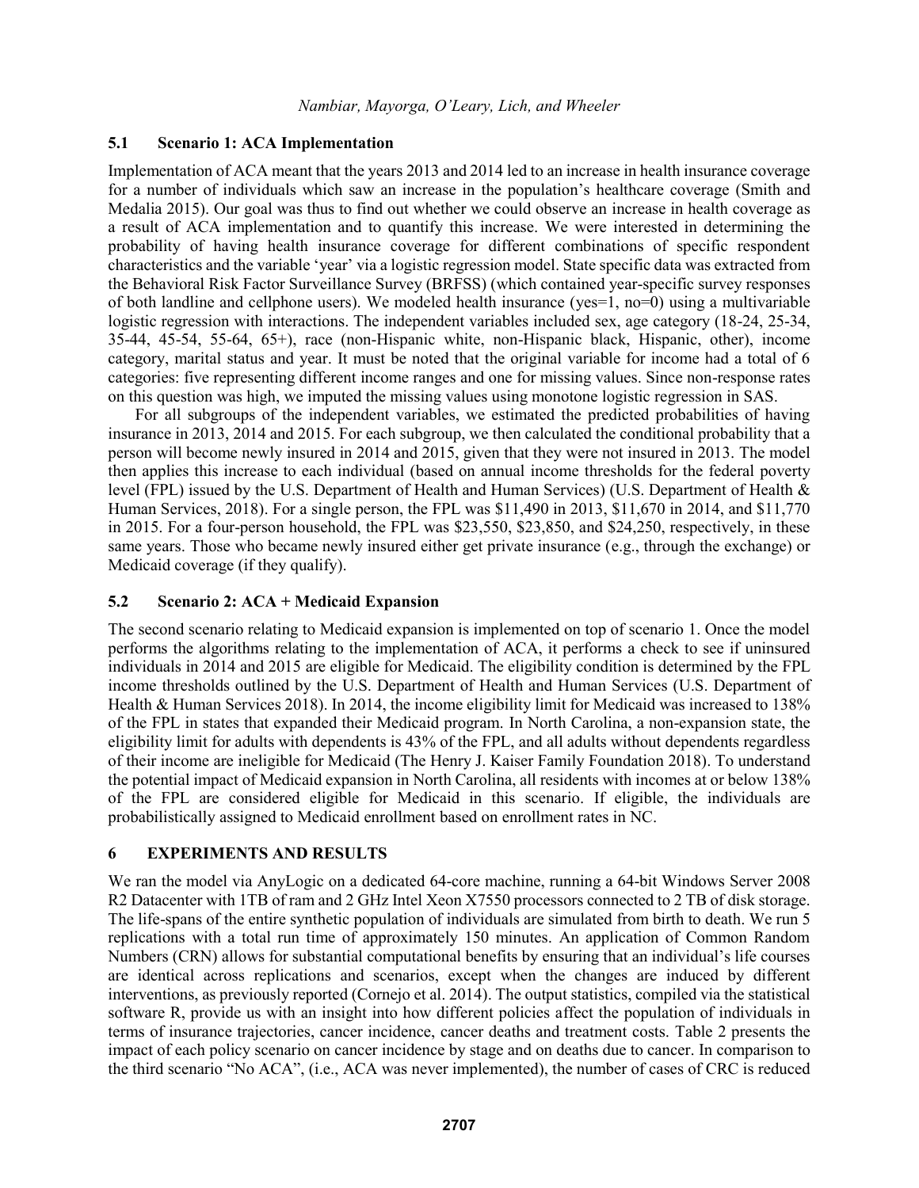### 5.1 Scenario 1: ACA Implementation

Implementation of ACA meant that the years 2013 and 2014 led to an increase in health insurance coverage for a number of individuals which saw an increase in the population's healthcare coverage (Smith and Medalia 2015). Our goal was thus to find out whether we could observe an increase in health coverage as a result of ACA implementation and to quantify this increase. We were interested in determining the probability of having health insurance coverage for different combinations of specific respondent characteristics and the variable 'year' via a logistic regression model. State specific data was extracted from the Behavioral Risk Factor Surveillance Survey (BRFSS) (which contained year-specific survey responses of both landline and cellphone users). We modeled health insurance (yes=1, no=0) using a multivariable logistic regression with interactions. The independent variables included sex, age category (18-24, 25-34, 35-44, 45-54, 55-64, 65+), race (non-Hispanic white, non-Hispanic black, Hispanic, other), income category, marital status and year. It must be noted that the original variable for income had a total of 6 categories: five representing different income ranges and one for missing values. Since non-response rates on this question was high, we imputed the missing values using monotone logistic regression in SAS.

For all subgroups of the independent variables, we estimated the predicted probabilities of having insurance in 2013, 2014 and 2015. For each subgroup, we then calculated the conditional probability that a person will become newly insured in 2014 and 2015, given that they were not insured in 2013. The model then applies this increase to each individual (based on annual income thresholds for the federal poverty level (FPL) issued by the U.S. Department of Health and Human Services) (U.S. Department of Health & Human Services, 2018). For a single person, the FPL was \$11,490 in 2013, \$11,670 in 2014, and \$11,770 in 2015. For a four-person household, the FPL was \$23,550, \$23,850, and \$24,250, respectively, in these same years. Those who became newly insured either get private insurance (e.g., through the exchange) or Medicaid coverage (if they qualify).

### 5.2 Scenario 2: ACA + Medicaid Expansion

The second scenario relating to Medicaid expansion is implemented on top of scenario 1. Once the model performs the algorithms relating to the implementation of ACA, it performs a check to see if uninsured individuals in 2014 and 2015 are eligible for Medicaid. The eligibility condition is determined by the FPL income thresholds outlined by the U.S. Department of Health and Human Services (U.S. Department of Health & Human Services 2018). In 2014, the income eligibility limit for Medicaid was increased to 138% of the FPL in states that expanded their Medicaid program. In North Carolina, a non-expansion state, the eligibility limit for adults with dependents is 43% of the FPL, and all adults without dependents regardless of their income are ineligible for Medicaid (The Henry J. Kaiser Family Foundation 2018). To understand the potential impact of Medicaid expansion in North Carolina, all residents with incomes at or below 138% of the FPL are considered eligible for Medicaid in this scenario. If eligible, the individuals are probabilistically assigned to Medicaid enrollment based on enrollment rates in NC.

## 6 EXPERIMENTS AND RESULTS

We ran the model via AnyLogic on a dedicated 64-core machine, running a 64-bit Windows Server 2008 R2 Datacenter with 1TB of ram and 2 GHz Intel Xeon X7550 processors connected to 2 TB of disk storage. The life-spans of the entire synthetic population of individuals are simulated from birth to death. We run 5 replications with a total run time of approximately 150 minutes. An application of Common Random Numbers (CRN) allows for substantial computational benefits by ensuring that an individual's life courses are identical across replications and scenarios, except when the changes are induced by different interventions, as previously reported (Cornejo et al. 2014). The output statistics, compiled via the statistical software R, provide us with an insight into how different policies affect the population of individuals in terms of insurance trajectories, cancer incidence, cancer deaths and treatment costs. Table 2 presents the impact of each policy scenario on cancer incidence by stage and on deaths due to cancer. In comparison to the third scenario "No ACA", (i.e., ACA was never implemented), the number of cases of CRC is reduced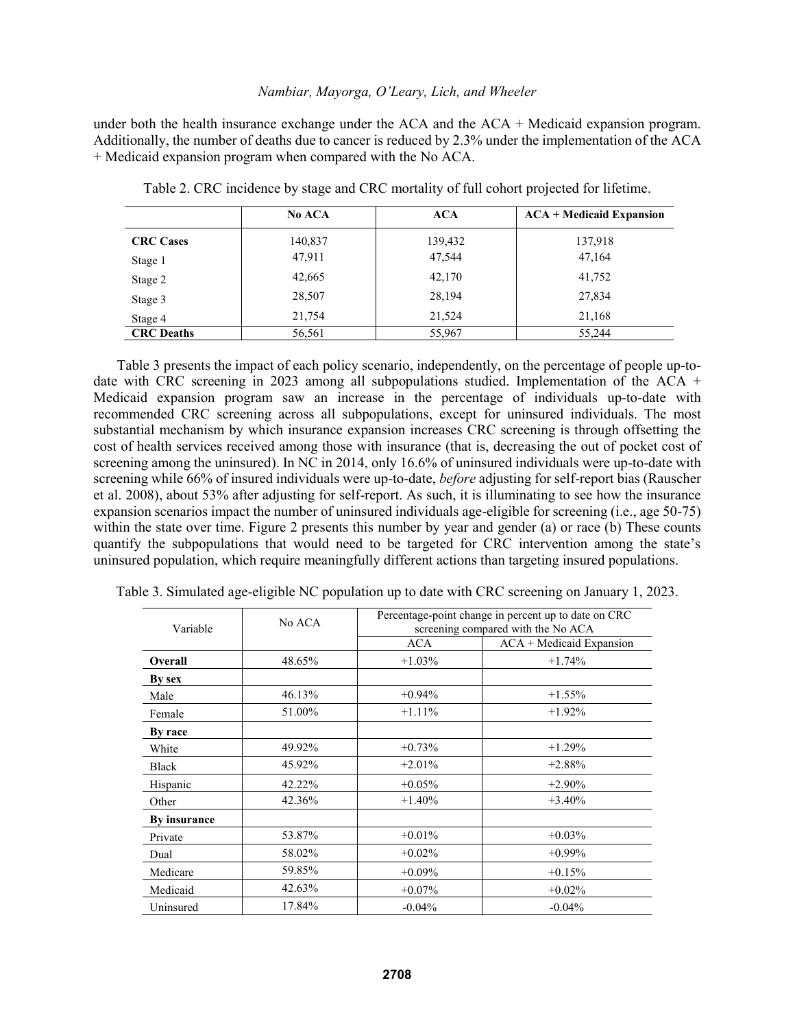under both the health insurance exchange under the ACA and the ACA + Medicaid expansion program. Additionally, the number of deaths due to cancer is reduced by 2.3% under the implementation of the ACA + Medicaid expansion program when compared with the No ACA.

Table 2. CRC incidence by stage and CRC mortality of full cohort projected for lifetime.

| | No ACA | ACA | ACA + Medicaid Expansion |
|---|---|---|---|
| **CRC Cases** | 140,837 | 139,432 | 137,918 |
| Stage 1 | 47,911 | 47,544 | 47,164 |
| Stage 2 | 42,665 | 42,170 | 41,752 |
| Stage 3 | 28,507 | 28,194 | 27,834 |
| Stage 4 | 21,754 | 21,524 | 21,168 |
| **CRC Deaths** | 56,561 | 55,967 | 55,244 |

Table 3 presents the impact of each policy scenario, independently, on the percentage of people up-to-date with CRC screening in 2023 among all subpopulations studied. Implementation of the ACA + Medicaid expansion program saw an increase in the percentage of individuals up-to-date with recommended CRC screening across all subpopulations, except for uninsured individuals. The most substantial mechanism by which insurance expansion increases CRC screening is through offsetting the cost of health services received among those with insurance (that is, decreasing the out of pocket cost of screening among the uninsured). In NC in 2014, only 16.6% of uninsured individuals were up-to-date with screening while 66% of insured individuals were up-to-date, *before* adjusting for self-report bias (Rauscher et al. 2008), about 53% after adjusting for self-report. As such, it is illuminating to see how the insurance expansion scenarios impact the number of uninsured individuals age-eligible for screening (i.e., age 50-75) within the state over time. Figure 2 presents this number by year and gender (a) or race (b) These counts quantify the subpopulations that would need to be targeted for CRC intervention among the state's uninsured population, which require meaningfully different actions than targeting insured populations.

Table 3. Simulated age-eligible NC population up to date with CRC screening on January 1, 2023.

| Variable | No ACA | Percentage-point change in percent up to date on CRC screening compared with the No ACA | |
|---|---|---|---|
| | | ACA | ACA + Medicaid Expansion |
| **Overall** | 48.65% | +1.03% | +1.74% |
| **By sex** | | | |
| Male | 46.13% | +0.94% | +1.55% |
| Female | 51.00% | +1.11% | +1.92% |
| **By race** | | | |
| White | 49.92% | +0.73% | +1.29% |
| Black | 45.92% | +2.01% | +2.88% |
| Hispanic | 42.22% | +0.05% | +2.90% |
| Other | 42.36% | +1.40% | +3.40% |
| **By insurance** | | | |
| Private | 53.87% | +0.01% | +0.03% |
| Dual | 58.02% | +0.02% | +0.99% |
| Medicare | 59.85% | +0.09% | +0.15% |
| Medicaid | 42.63% | +0.07% | +0.02% |
| Uninsured | 17.84% | -0.04% | -0.04% |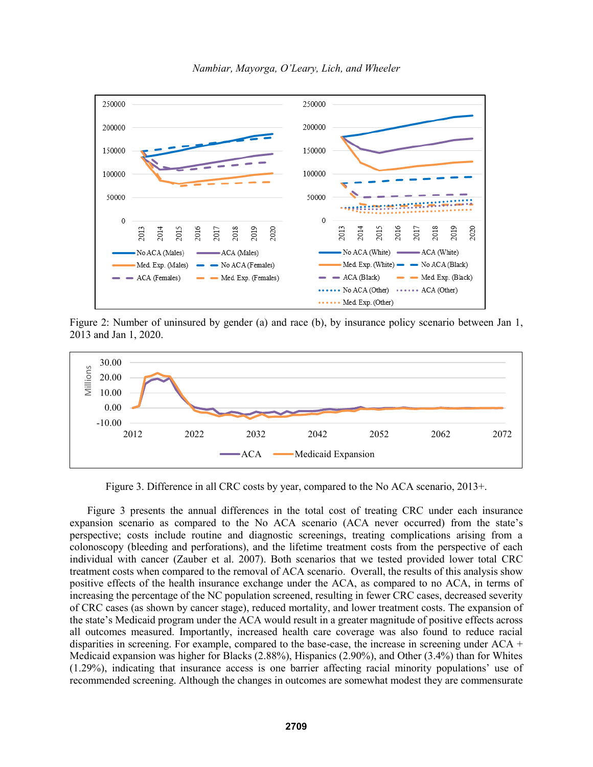Figure 2: Number of uninsured by gender (a) and race (b), by insurance policy scenario between Jan 1, 2013 and Jan 1, 2020.

Figure 3. Difference in all CRC costs by year, compared to the No ACA scenario, 2013+.

Figure 3 presents the annual differences in the total cost of treating CRC under each insurance expansion scenario as compared to the No ACA scenario (ACA never occurred) from the state's perspective; costs include routine and diagnostic screenings, treating complications arising from a colonoscopy (bleeding and perforations), and the lifetime treatment costs from the perspective of each individual with cancer (Zauber et al. 2007). Both scenarios that we tested provided lower total CRC treatment costs when compared to the removal of ACA scenario. Overall, the results of this analysis show positive effects of the health insurance exchange under the ACA, as compared to no ACA, in terms of increasing the percentage of the NC population screened, resulting in fewer CRC cases, decreased severity of CRC cases (as shown by cancer stage), reduced mortality, and lower treatment costs. The expansion of the state's Medicaid program under the ACA would result in a greater magnitude of positive effects across all outcomes measured. Importantly, increased health care coverage was also found to reduce racial disparities in screening. For example, compared to the base-case, the increase in screening under ACA + Medicaid expansion was higher for Blacks (2.88%), Hispanics (2.90%), and Other (3.4%) than for Whites (1.29%), indicating that insurance access is one barrier affecting racial minority populations' use of recommended screening. Although the changes in outcomes are somewhat modest they are commensurate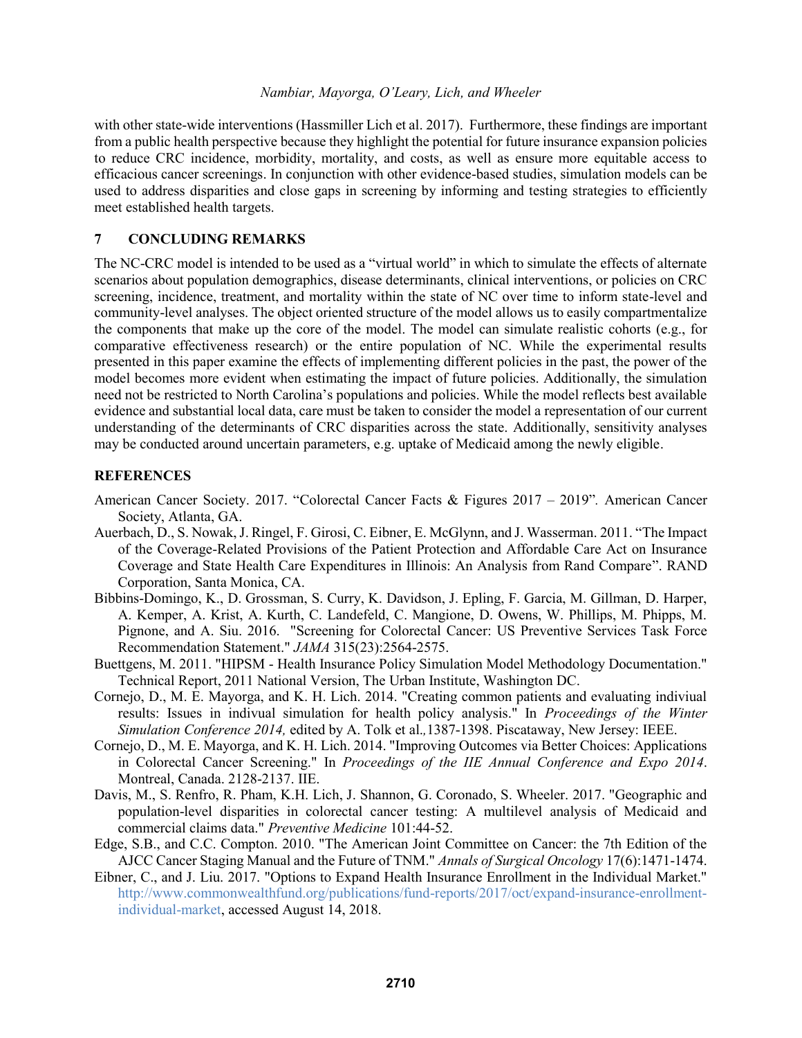with other state-wide interventions (Hassmiller Lich et al. 2017). Furthermore, these findings are important from a public health perspective because they highlight the potential for future insurance expansion policies to reduce CRC incidence, morbidity, mortality, and costs, as well as ensure more equitable access to efficacious cancer screenings. In conjunction with other evidence-based studies, simulation models can be used to address disparities and close gaps in screening by informing and testing strategies to efficiently meet established health targets.

## 7 CONCLUDING REMARKS

The NC-CRC model is intended to be used as a "virtual world" in which to simulate the effects of alternate scenarios about population demographics, disease determinants, clinical interventions, or policies on CRC screening, incidence, treatment, and mortality within the state of NC over time to inform state-level and community-level analyses. The object oriented structure of the model allows us to easily compartmentalize the components that make up the core of the model. The model can simulate realistic cohorts (e.g., for comparative effectiveness research) or the entire population of NC. While the experimental results presented in this paper examine the effects of implementing different policies in the past, the power of the model becomes more evident when estimating the impact of future policies. Additionally, the simulation need not be restricted to North Carolina's populations and policies. While the model reflects best available evidence and substantial local data, care must be taken to consider the model a representation of our current understanding of the determinants of CRC disparities across the state. Additionally, sensitivity analyses may be conducted around uncertain parameters, e.g. uptake of Medicaid among the newly eligible.

## REFERENCES

American Cancer Society. 2017. "Colorectal Cancer Facts & Figures 2017 – 2019". American Cancer Society, Atlanta, GA.

Auerbach, D., S. Nowak, J. Ringel, F. Girosi, C. Eibner, E. McGlynn, and J. Wasserman. 2011. "The Impact of the Coverage-Related Provisions of the Patient Protection and Affordable Care Act on Insurance Coverage and State Health Care Expenditures in Illinois: An Analysis from Rand Compare". RAND Corporation, Santa Monica, CA.

Bibbins-Domingo, K., D. Grossman, S. Curry, K. Davidson, J. Epling, F. Garcia, M. Gillman, D. Harper, A. Kemper, A. Krist, A. Kurth, C. Landefeld, C. Mangione, D. Owens, W. Phillips, M. Phipps, M. Pignone, and A. Siu. 2016. "Screening for Colorectal Cancer: US Preventive Services Task Force Recommendation Statement." *JAMA* 315(23):2564-2575.

Buettgens, M. 2011. "HIPSM - Health Insurance Policy Simulation Model Methodology Documentation." Technical Report, 2011 National Version, The Urban Institute, Washington DC.

Cornejo, D., M. E. Mayorga, and K. H. Lich. 2014. "Creating common patients and evaluating indiviual results: Issues in indivual simulation for health policy analysis." In *Proceedings of the Winter Simulation Conference 2014,* edited by A. Tolk et al.,1387-1398. Piscataway, New Jersey: IEEE.

Cornejo, D., M. E. Mayorga, and K. H. Lich. 2014. "Improving Outcomes via Better Choices: Applications in Colorectal Cancer Screening." In *Proceedings of the IIE Annual Conference and Expo 2014*. Montreal, Canada. 2128-2137. IIE.

Davis, M., S. Renfro, R. Pham, K.H. Lich, J. Shannon, G. Coronado, S. Wheeler. 2017. "Geographic and population-level disparities in colorectal cancer testing: A multilevel analysis of Medicaid and commercial claims data." *Preventive Medicine* 101:44-52.

Edge, S.B., and C.C. Compton. 2010. "The American Joint Committee on Cancer: the 7th Edition of the AJCC Cancer Staging Manual and the Future of TNM." *Annals of Surgical Oncology* 17(6):1471-1474.

Eibner, C., and J. Liu. 2017. "Options to Expand Health Insurance Enrollment in the Individual Market." http://www.commonwealthfund.org/publications/fund-reports/2017/oct/expand-insurance-enrollment-individual-market, accessed August 14, 2018.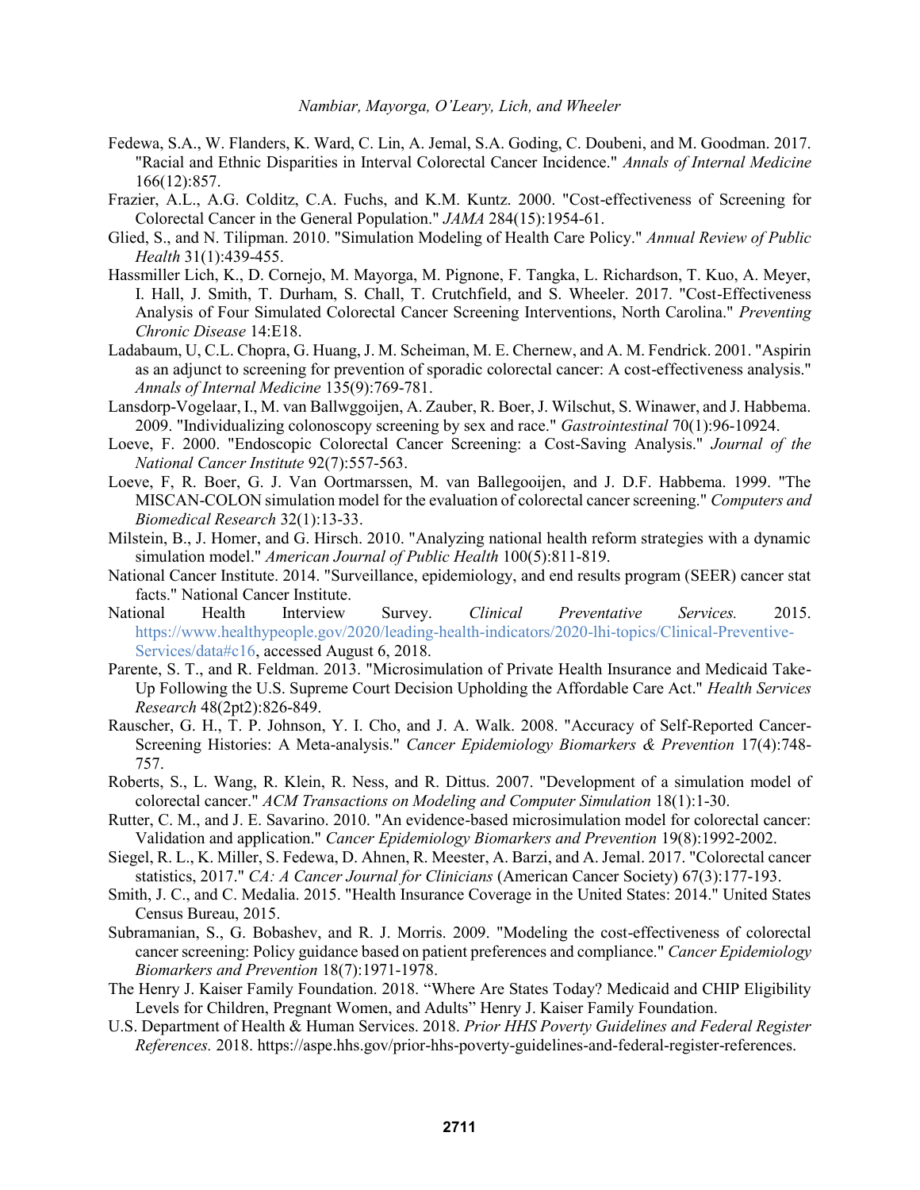Fedewa, S.A., W. Flanders, K. Ward, C. Lin, A. Jemal, S.A. Goding, C. Doubeni, and M. Goodman. 2017. "Racial and Ethnic Disparities in Interval Colorectal Cancer Incidence." *Annals of Internal Medicine* 166(12):857.

Frazier, A.L., A.G. Colditz, C.A. Fuchs, and K.M. Kuntz. 2000. "Cost-effectiveness of Screening for Colorectal Cancer in the General Population." *JAMA* 284(15):1954-61.

Glied, S., and N. Tilipman. 2010. "Simulation Modeling of Health Care Policy." *Annual Review of Public Health* 31(1):439-455.

Hassmiller Lich, K., D. Cornejo, M. Mayorga, M. Pignone, F. Tangka, L. Richardson, T. Kuo, A. Meyer, I. Hall, J. Smith, T. Durham, S. Chall, T. Crutchfield, and S. Wheeler. 2017. "Cost-Effectiveness Analysis of Four Simulated Colorectal Cancer Screening Interventions, North Carolina." *Preventing Chronic Disease* 14:E18.

Ladabaum, U, C.L. Chopra, G. Huang, J. M. Scheiman, M. E. Chernew, and A. M. Fendrick. 2001. "Aspirin as an adjunct to screening for prevention of sporadic colorectal cancer: A cost-effectiveness analysis." *Annals of Internal Medicine* 135(9):769-781.

Lansdorp-Vogelaar, I., M. van Ballwggoijen, A. Zauber, R. Boer, J. Wilschut, S. Winawer, and J. Habbema. 2009. "Individualizing colonoscopy screening by sex and race." *Gastrointestinal* 70(1):96-10924.

Loeve, F. 2000. "Endoscopic Colorectal Cancer Screening: a Cost-Saving Analysis." *Journal of the National Cancer Institute* 92(7):557-563.

Loeve, F, R. Boer, G. J. Van Oortmarssen, M. van Ballegooijen, and J. D.F. Habbema. 1999. "The MISCAN-COLON simulation model for the evaluation of colorectal cancer screening." *Computers and Biomedical Research* 32(1):13-33.

Milstein, B., J. Homer, and G. Hirsch. 2010. "Analyzing national health reform strategies with a dynamic simulation model." *American Journal of Public Health* 100(5):811-819.

National Cancer Institute. 2014. "Surveillance, epidemiology, and end results program (SEER) cancer stat facts." National Cancer Institute.

National Health Interview Survey. *Clinical Preventative Services.* 2015. https://www.healthypeople.gov/2020/leading-health-indicators/2020-lhi-topics/Clinical-Preventive-Services/data#c16, accessed August 6, 2018.

Parente, S. T., and R. Feldman. 2013. "Microsimulation of Private Health Insurance and Medicaid Take-Up Following the U.S. Supreme Court Decision Upholding the Affordable Care Act." *Health Services Research* 48(2pt2):826-849.

Rauscher, G. H., T. P. Johnson, Y. I. Cho, and J. A. Walk. 2008. "Accuracy of Self-Reported Cancer-Screening Histories: A Meta-analysis." *Cancer Epidemiology Biomarkers & Prevention* 17(4):748-757.

Roberts, S., L. Wang, R. Klein, R. Ness, and R. Dittus. 2007. "Development of a simulation model of colorectal cancer." *ACM Transactions on Modeling and Computer Simulation* 18(1):1-30.

Rutter, C. M., and J. E. Savarino. 2010. "An evidence-based microsimulation model for colorectal cancer: Validation and application." *Cancer Epidemiology Biomarkers and Prevention* 19(8):1992-2002.

Siegel, R. L., K. Miller, S. Fedewa, D. Ahnen, R. Meester, A. Barzi, and A. Jemal. 2017. "Colorectal cancer statistics, 2017." *CA: A Cancer Journal for Clinicians* (American Cancer Society) 67(3):177-193.

Smith, J. C., and C. Medalia. 2015. "Health Insurance Coverage in the United States: 2014." United States Census Bureau, 2015.

Subramanian, S., G. Bobashev, and R. J. Morris. 2009. "Modeling the cost-effectiveness of colorectal cancer screening: Policy guidance based on patient preferences and compliance." *Cancer Epidemiology Biomarkers and Prevention* 18(7):1971-1978.

The Henry J. Kaiser Family Foundation. 2018. "Where Are States Today? Medicaid and CHIP Eligibility Levels for Children, Pregnant Women, and Adults" Henry J. Kaiser Family Foundation.

U.S. Department of Health & Human Services. 2018. *Prior HHS Poverty Guidelines and Federal Register References.* 2018. https://aspe.hhs.gov/prior-hhs-poverty-guidelines-and-federal-register-references.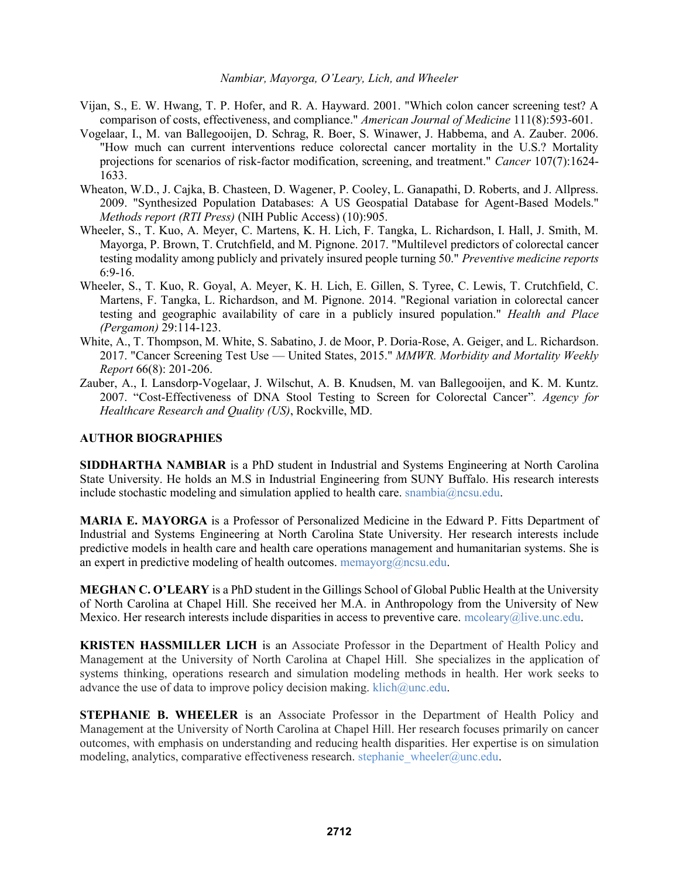Vijan, S., E. W. Hwang, T. P. Hofer, and R. A. Hayward. 2001. "Which colon cancer screening test? A comparison of costs, effectiveness, and compliance." *American Journal of Medicine* 111(8):593-601.

Vogelaar, I., M. van Ballegooijen, D. Schrag, R. Boer, S. Winawer, J. Habbema, and A. Zauber. 2006. "How much can current interventions reduce colorectal cancer mortality in the U.S.? Mortality projections for scenarios of risk-factor modification, screening, and treatment." *Cancer* 107(7):1624-1633.

Wheaton, W.D., J. Cajka, B. Chasteen, D. Wagener, P. Cooley, L. Ganapathi, D. Roberts, and J. Allpress. 2009. "Synthesized Population Databases: A US Geospatial Database for Agent-Based Models." *Methods report (RTI Press)* (NIH Public Access) (10):905.

Wheeler, S., T. Kuo, A. Meyer, C. Martens, K. H. Lich, F. Tangka, L. Richardson, I. Hall, J. Smith, M. Mayorga, P. Brown, T. Crutchfield, and M. Pignone. 2017. "Multilevel predictors of colorectal cancer testing modality among publicly and privately insured people turning 50." *Preventive medicine reports* 6:9-16.

Wheeler, S., T. Kuo, R. Goyal, A. Meyer, K. H. Lich, E. Gillen, S. Tyree, C. Lewis, T. Crutchfield, C. Martens, F. Tangka, L. Richardson, and M. Pignone. 2014. "Regional variation in colorectal cancer testing and geographic availability of care in a publicly insured population." *Health and Place (Pergamon)* 29:114-123.

White, A., T. Thompson, M. White, S. Sabatino, J. de Moor, P. Doria-Rose, A. Geiger, and L. Richardson. 2017. "Cancer Screening Test Use — United States, 2015." *MMWR. Morbidity and Mortality Weekly Report* 66(8): 201-206.

Zauber, A., I. Lansdorp-Vogelaar, J. Wilschut, A. B. Knudsen, M. van Ballegooijen, and K. M. Kuntz. 2007. "Cost-Effectiveness of DNA Stool Testing to Screen for Colorectal Cancer". *Agency for Healthcare Research and Quality (US)*, Rockville, MD.

## AUTHOR BIOGRAPHIES

**SIDDHARTHA NAMBIAR** is a PhD student in Industrial and Systems Engineering at North Carolina State University. He holds an M.S in Industrial Engineering from SUNY Buffalo. His research interests include stochastic modeling and simulation applied to health care. snambia@ncsu.edu.

**MARIA E. MAYORGA** is a Professor of Personalized Medicine in the Edward P. Fitts Department of Industrial and Systems Engineering at North Carolina State University. Her research interests include predictive models in health care and health care operations management and humanitarian systems. She is an expert in predictive modeling of health outcomes. memayorg@ncsu.edu.

**MEGHAN C. O'LEARY** is a PhD student in the Gillings School of Global Public Health at the University of North Carolina at Chapel Hill. She received her M.A. in Anthropology from the University of New Mexico. Her research interests include disparities in access to preventive care. mcoleary@live.unc.edu.

**KRISTEN HASSMILLER LICH** is an Associate Professor in the Department of Health Policy and Management at the University of North Carolina at Chapel Hill. She specializes in the application of systems thinking, operations research and simulation modeling methods in health. Her work seeks to advance the use of data to improve policy decision making. klich@unc.edu.

**STEPHANIE B. WHEELER** is an Associate Professor in the Department of Health Policy and Management at the University of North Carolina at Chapel Hill. Her research focuses primarily on cancer outcomes, with emphasis on understanding and reducing health disparities. Her expertise is on simulation modeling, analytics, comparative effectiveness research. stephanie_wheeler@unc.edu.